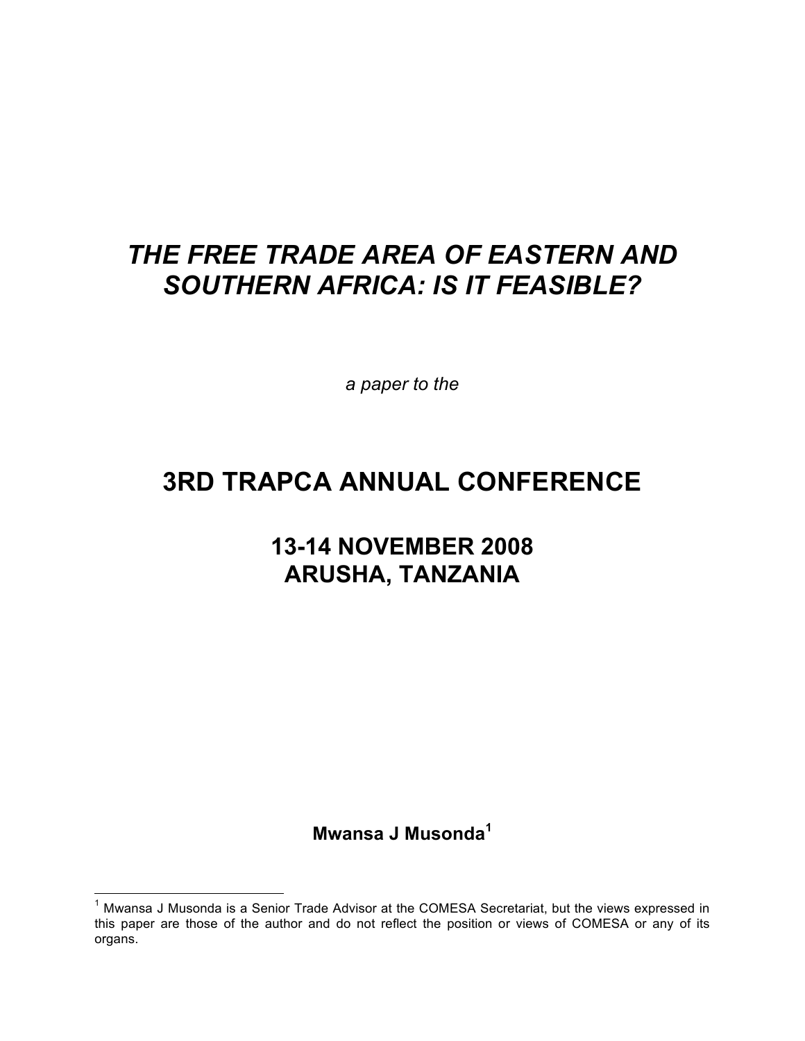# *THE FREE TRADE AREA OF EASTERN AND SOUTHERN AFRICA: IS IT FEASIBLE?*

*a paper to the*

## 3RD TRAPCA ANNUAL CONFERENCE

## 13-14 NOVEMBER 2008
## ARUSHA, TANZANIA

**Mwansa J Musonda**[1]

[1] Mwansa J Musonda is a Senior Trade Advisor at the COMESA Secretariat, but the views expressed in this paper are those of the author and do not reflect the position or views of COMESA or any of its organs.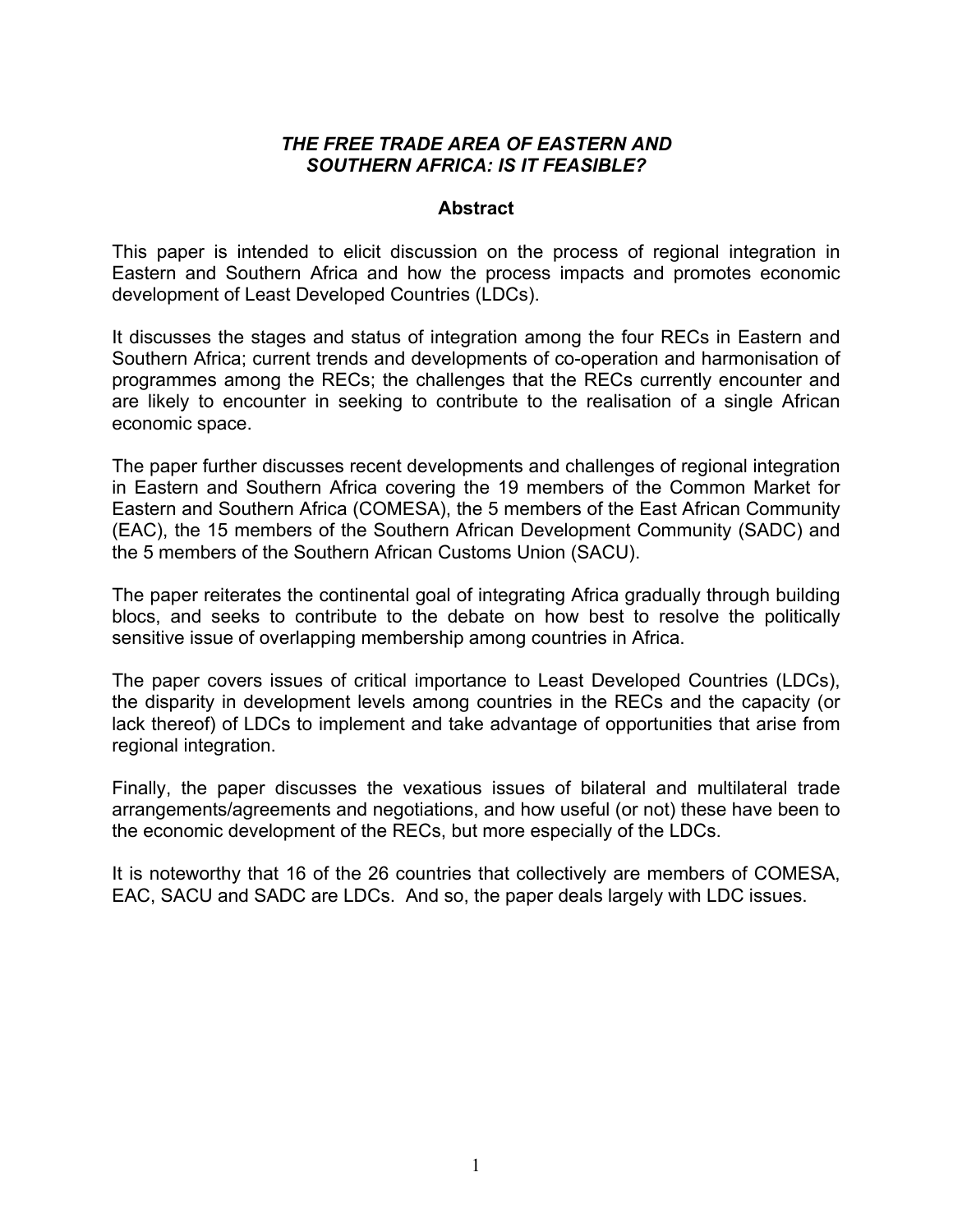***THE FREE TRADE AREA OF EASTERN AND SOUTHERN AFRICA: IS IT FEASIBLE?***

## Abstract

This paper is intended to elicit discussion on the process of regional integration in Eastern and Southern Africa and how the process impacts and promotes economic development of Least Developed Countries (LDCs).

It discusses the stages and status of integration among the four RECs in Eastern and Southern Africa; current trends and developments of co-operation and harmonisation of programmes among the RECs; the challenges that the RECs currently encounter and are likely to encounter in seeking to contribute to the realisation of a single African economic space.

The paper further discusses recent developments and challenges of regional integration in Eastern and Southern Africa covering the 19 members of the Common Market for Eastern and Southern Africa (COMESA), the 5 members of the East African Community (EAC), the 15 members of the Southern African Development Community (SADC) and the 5 members of the Southern African Customs Union (SACU).

The paper reiterates the continental goal of integrating Africa gradually through building blocs, and seeks to contribute to the debate on how best to resolve the politically sensitive issue of overlapping membership among countries in Africa.

The paper covers issues of critical importance to Least Developed Countries (LDCs), the disparity in development levels among countries in the RECs and the capacity (or lack thereof) of LDCs to implement and take advantage of opportunities that arise from regional integration.

Finally, the paper discusses the vexatious issues of bilateral and multilateral trade arrangements/agreements and negotiations, and how useful (or not) these have been to the economic development of the RECs, but more especially of the LDCs.

It is noteworthy that 16 of the 26 countries that collectively are members of COMESA, EAC, SACU and SADC are LDCs. And so, the paper deals largely with LDC issues.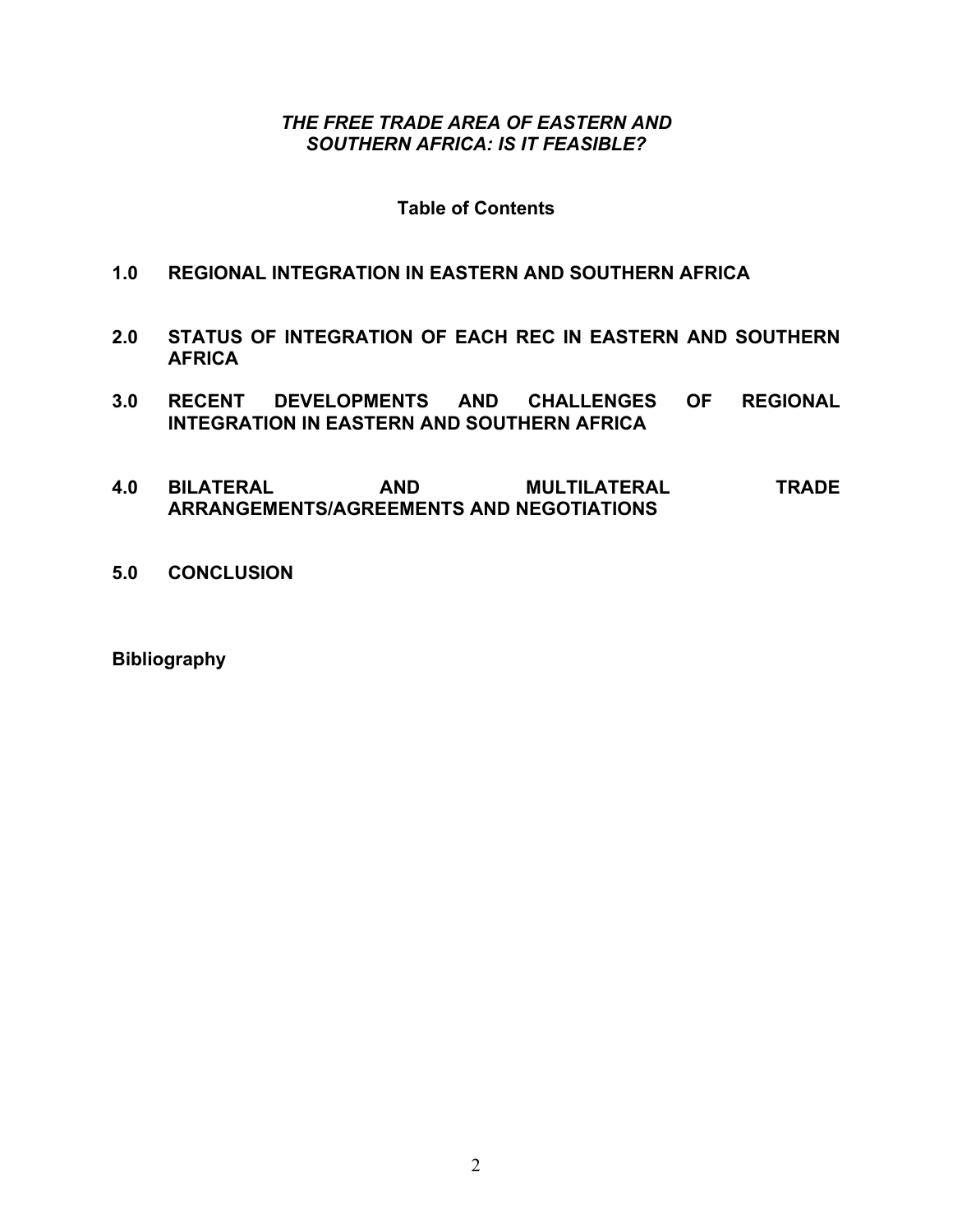*THE FREE TRADE AREA OF EASTERN AND SOUTHERN AFRICA: IS IT FEASIBLE?*

**Table of Contents**

**1.0 REGIONAL INTEGRATION IN EASTERN AND SOUTHERN AFRICA**

**2.0 STATUS OF INTEGRATION OF EACH REC IN EASTERN AND SOUTHERN AFRICA**

**3.0 RECENT DEVELOPMENTS AND CHALLENGES OF REGIONAL INTEGRATION IN EASTERN AND SOUTHERN AFRICA**

**4.0 BILATERAL AND MULTILATERAL TRADE ARRANGEMENTS/AGREEMENTS AND NEGOTIATIONS**

**5.0 CONCLUSION**

**Bibliography**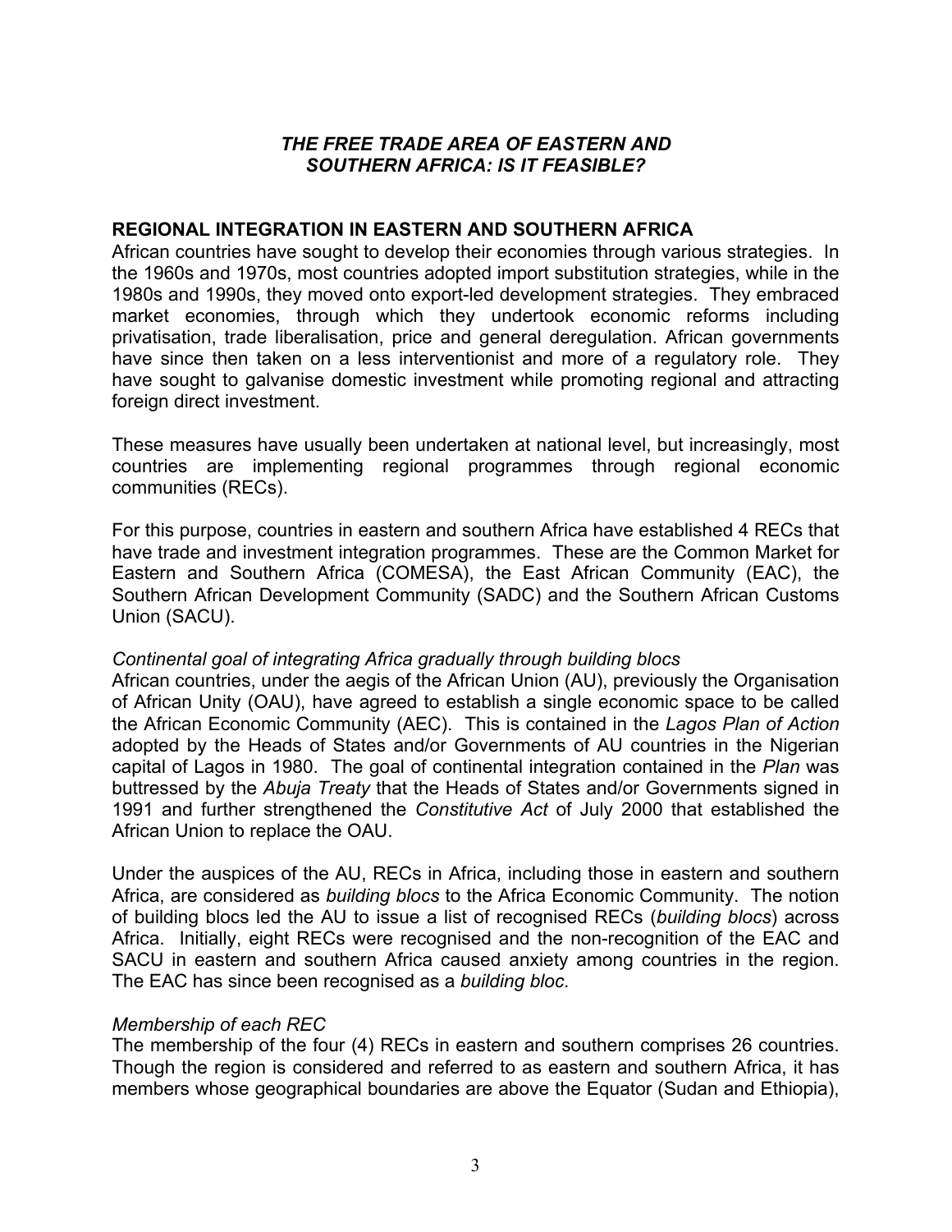### *THE FREE TRADE AREA OF EASTERN AND SOUTHERN AFRICA: IS IT FEASIBLE?*

## REGIONAL INTEGRATION IN EASTERN AND SOUTHERN AFRICA

African countries have sought to develop their economies through various strategies. In the 1960s and 1970s, most countries adopted import substitution strategies, while in the 1980s and 1990s, they moved onto export-led development strategies. They embraced market economies, through which they undertook economic reforms including privatisation, trade liberalisation, price and general deregulation. African governments have since then taken on a less interventionist and more of a regulatory role. They have sought to galvanise domestic investment while promoting regional and attracting foreign direct investment.

These measures have usually been undertaken at national level, but increasingly, most countries are implementing regional programmes through regional economic communities (RECs).

For this purpose, countries in eastern and southern Africa have established 4 RECs that have trade and investment integration programmes. These are the Common Market for Eastern and Southern Africa (COMESA), the East African Community (EAC), the Southern African Development Community (SADC) and the Southern African Customs Union (SACU).

*Continental goal of integrating Africa gradually through building blocs*

African countries, under the aegis of the African Union (AU), previously the Organisation of African Unity (OAU), have agreed to establish a single economic space to be called the African Economic Community (AEC). This is contained in the *Lagos Plan of Action* adopted by the Heads of States and/or Governments of AU countries in the Nigerian capital of Lagos in 1980. The goal of continental integration contained in the *Plan* was buttressed by the *Abuja Treaty* that the Heads of States and/or Governments signed in 1991 and further strengthened the *Constitutive Act* of July 2000 that established the African Union to replace the OAU.

Under the auspices of the AU, RECs in Africa, including those in eastern and southern Africa, are considered as *building blocs* to the Africa Economic Community. The notion of building blocs led the AU to issue a list of recognised RECs (*building blocs*) across Africa. Initially, eight RECs were recognised and the non-recognition of the EAC and SACU in eastern and southern Africa caused anxiety among countries in the region. The EAC has since been recognised as a *building bloc*.

*Membership of each REC*

The membership of the four (4) RECs in eastern and southern comprises 26 countries. Though the region is considered and referred to as eastern and southern Africa, it has members whose geographical boundaries are above the Equator (Sudan and Ethiopia),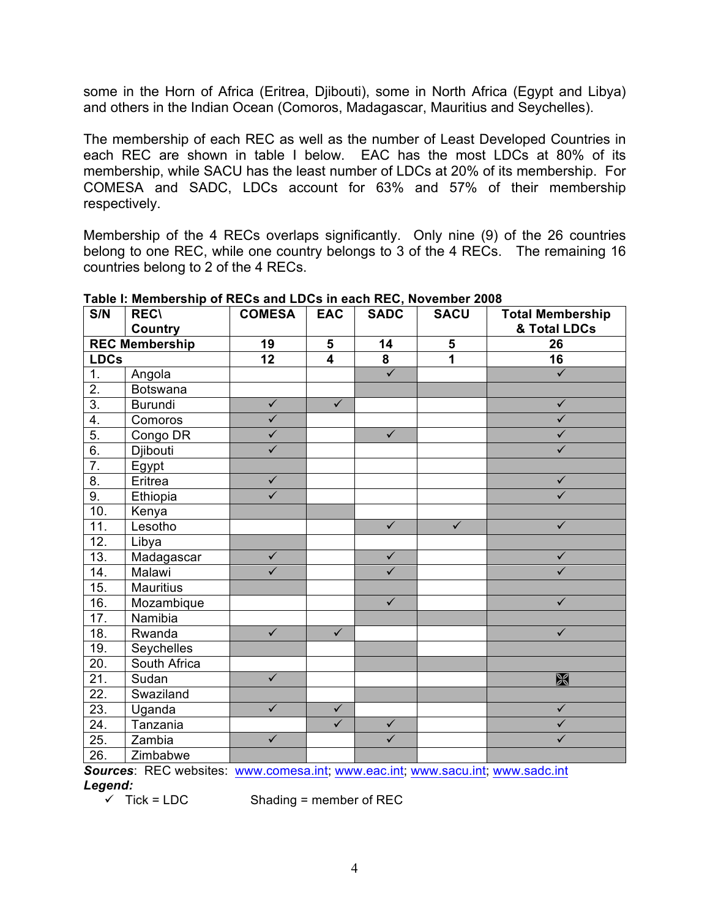some in the Horn of Africa (Eritrea, Djibouti), some in North Africa (Egypt and Libya) and others in the Indian Ocean (Comoros, Madagascar, Mauritius and Seychelles).

The membership of each REC as well as the number of Least Developed Countries in each REC are shown in table I below. EAC has the most LDCs at 80% of its membership, while SACU has the least number of LDCs at 20% of its membership. For COMESA and SADC, LDCs account for 63% and 57% of their membership respectively.

Membership of the 4 RECs overlaps significantly. Only nine (9) of the 26 countries belong to one REC, while one country belongs to 3 of the 4 RECs. The remaining 16 countries belong to 2 of the 4 RECs.

**Table I: Membership of RECs and LDCs in each REC, November 2008**

| S/N | REC\ Country | COMESA | EAC | SADC | SACU | Total Membership & Total LDCs |
|---|---|---|---|---|---|---|
| **REC Membership** | | **19** | **5** | **14** | **5** | **26** |
| **LDCs** | | **12** | **4** | **8** | **1** | **16** |
| 1. | Angola | | | ■ ✓ | | ■ ✓ |
| 2. | Botswana | | | ■ | ■ | ■ |
| 3. | Burundi | ■ ✓ | ■ ✓ | | | ■ ✓ |
| 4. | Comoros | ■ ✓ | | | | ■ ✓ |
| 5. | Congo DR | ■ ✓ | | ■ ✓ | | ■ ✓ |
| 6. | Djibouti | ■ ✓ | | | | ■ ✓ |
| 7. | Egypt | ■ | | | | ■ |
| 8. | Eritrea | ■ ✓ | | | | ■ ✓ |
| 9. | Ethiopia | ■ ✓ | | | | ■ ✓ |
| 10. | Kenya | ■ | ■ | | | ■ |
| 11. | Lesotho | | | ■ ✓ | ■ ✓ | ■ ✓ |
| 12. | Libya | ■ | | | | ■ |
| 13. | Madagascar | ■ ✓ | | ■ ✓ | | ■ ✓ |
| 14. | Malawi | ■ ✓ | | ■ ✓ | | ■ ✓ |
| 15. | Mauritius | ■ | | ■ | | ■ |
| 16. | Mozambique | | | ■ ✓ | | ■ ✓ |
| 17. | Namibia | | | ■ | ■ | ■ |
| 18. | Rwanda | ■ ✓ | ■ ✓ | | | ■ ✓ |
| 19. | Seychelles | ■ | | ■ | | ■ |
| 20. | South Africa | | | ■ | ■ | ■ |
| 21. | Sudan | ■ ✓ | | | | ■ ☒ |
| 22. | Swaziland | ■ | | ■ | ■ | ■ |
| 23. | Uganda | ■ ✓ | ■ ✓ | | | ■ ✓ |
| 24. | Tanzania | | ■ ✓ | ■ ✓ | | ■ ✓ |
| 25. | Zambia | ■ ✓ | | ■ ✓ | | ■ ✓ |
| 26. | Zimbabwe | ■ | | ■ | | ■ |

***Sources***: REC websites: www.comesa.int; www.eac.int; www.sacu.int; www.sadc.int

***Legend:***

✓ Tick = LDC Shading = member of REC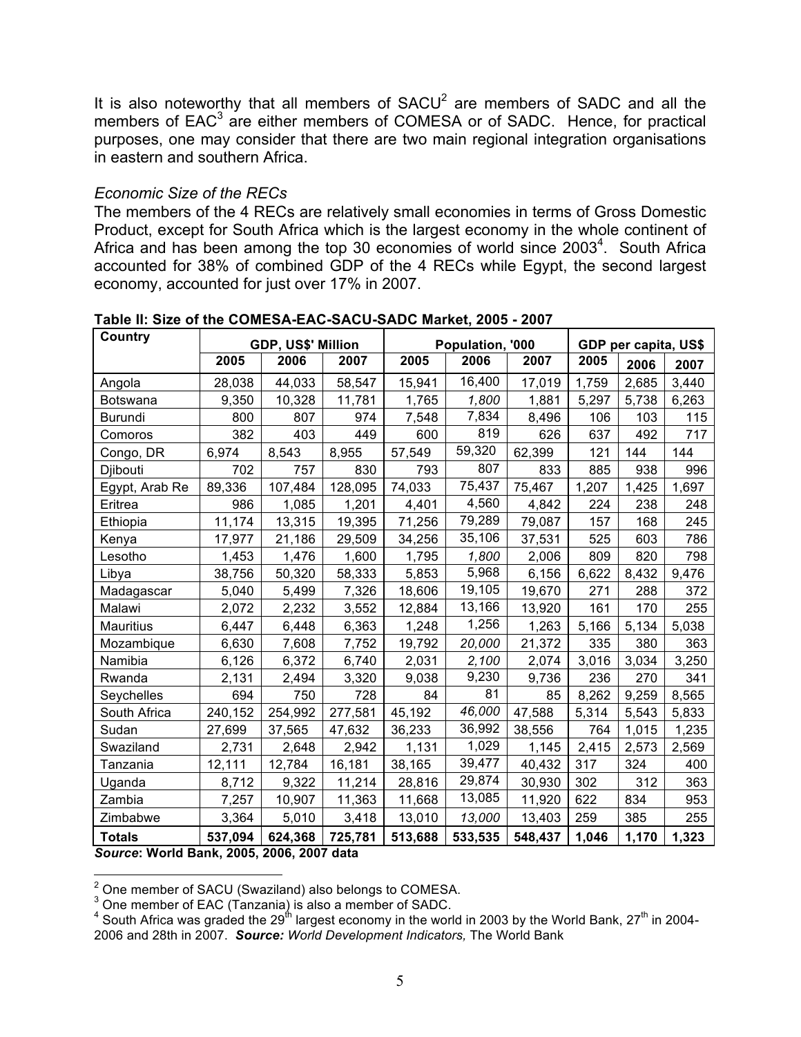It is also noteworthy that all members of SACU[2] are members of SADC and all the members of EAC[3] are either members of COMESA or of SADC. Hence, for practical purposes, one may consider that there are two main regional integration organisations in eastern and southern Africa.

*Economic Size of the RECs*

The members of the 4 RECs are relatively small economies in terms of Gross Domestic Product, except for South Africa which is the largest economy in the whole continent of Africa and has been among the top 30 economies of world since 2003[4]. South Africa accounted for 38% of combined GDP of the 4 RECs while Egypt, the second largest economy, accounted for just over 17% in 2007.

**Table II: Size of the COMESA-EAC-SACU-SADC Market, 2005 - 2007**

| Country | GDP, US$' Million | | | Population, '000 | | | GDP per capita, US$ | | |
|---|---|---|---|---|---|---|---|---|---|
| | 2005 | 2006 | 2007 | 2005 | 2006 | 2007 | 2005 | 2006 | 2007 |
| Angola | 28,038 | 44,033 | 58,547 | 15,941 | 16,400 | 17,019 | 1,759 | 2,685 | 3,440 |
| Botswana | 9,350 | 10,328 | 11,781 | 1,765 | *1,800* | 1,881 | 5,297 | 5,738 | 6,263 |
| Burundi | 800 | 807 | 974 | 7,548 | 7,834 | 8,496 | 106 | 103 | 115 |
| Comoros | 382 | 403 | 449 | 600 | 819 | 626 | 637 | 492 | 717 |
| Congo, DR | 6,974 | 8,543 | 8,955 | 57,549 | 59,320 | 62,399 | 121 | 144 | 144 |
| Djibouti | 702 | 757 | 830 | 793 | 807 | 833 | 885 | 938 | 996 |
| Egypt, Arab Re | 89,336 | 107,484 | 128,095 | 74,033 | 75,437 | 75,467 | 1,207 | 1,425 | 1,697 |
| Eritrea | 986 | 1,085 | 1,201 | 4,401 | 4,560 | 4,842 | 224 | 238 | 248 |
| Ethiopia | 11,174 | 13,315 | 19,395 | 71,256 | 79,289 | 79,087 | 157 | 168 | 245 |
| Kenya | 17,977 | 21,186 | 29,509 | 34,256 | 35,106 | 37,531 | 525 | 603 | 786 |
| Lesotho | 1,453 | 1,476 | 1,600 | 1,795 | *1,800* | 2,006 | 809 | 820 | 798 |
| Libya | 38,756 | 50,320 | 58,333 | 5,853 | 5,968 | 6,156 | 6,622 | 8,432 | 9,476 |
| Madagascar | 5,040 | 5,499 | 7,326 | 18,606 | 19,105 | 19,670 | 271 | 288 | 372 |
| Malawi | 2,072 | 2,232 | 3,552 | 12,884 | 13,166 | 13,920 | 161 | 170 | 255 |
| Mauritius | 6,447 | 6,448 | 6,363 | 1,248 | 1,256 | 1,263 | 5,166 | 5,134 | 5,038 |
| Mozambique | 6,630 | 7,608 | 7,752 | 19,792 | *20,000* | 21,372 | 335 | 380 | 363 |
| Namibia | 6,126 | 6,372 | 6,740 | 2,031 | *2,100* | 2,074 | 3,016 | 3,034 | 3,250 |
| Rwanda | 2,131 | 2,494 | 3,320 | 9,038 | 9,230 | 9,736 | 236 | 270 | 341 |
| Seychelles | 694 | 750 | 728 | 84 | 81 | 85 | 8,262 | 9,259 | 8,565 |
| South Africa | 240,152 | 254,992 | 277,581 | 45,192 | *46,000* | 47,588 | 5,314 | 5,543 | 5,833 |
| Sudan | 27,699 | 37,565 | 47,632 | 36,233 | 36,992 | 38,556 | 764 | 1,015 | 1,235 |
| Swaziland | 2,731 | 2,648 | 2,942 | 1,131 | 1,029 | 1,145 | 2,415 | 2,573 | 2,569 |
| Tanzania | 12,111 | 12,784 | 16,181 | 38,165 | 39,477 | 40,432 | 317 | 324 | 400 |
| Uganda | 8,712 | 9,322 | 11,214 | 28,816 | 29,874 | 30,930 | 302 | 312 | 363 |
| Zambia | 7,257 | 10,907 | 11,363 | 11,668 | 13,085 | 11,920 | 622 | 834 | 953 |
| Zimbabwe | 3,364 | 5,010 | 3,418 | 13,010 | *13,000* | 13,403 | 259 | 385 | 255 |
| **Totals** | **537,094** | **624,368** | **725,781** | **513,688** | **533,535** | **548,437** | **1,046** | **1,170** | **1,323** |

***Source*: World Bank, 2005, 2006, 2007 data**

[2] One member of SACU (Swaziland) also belongs to COMESA.

[3] One member of EAC (Tanzania) is also a member of SADC.

[4] South Africa was graded the 29th largest economy in the world in 2003 by the World Bank, 27th in 2004-2006 and 28th in 2007. ***Source:*** *World Development Indicators,* The World Bank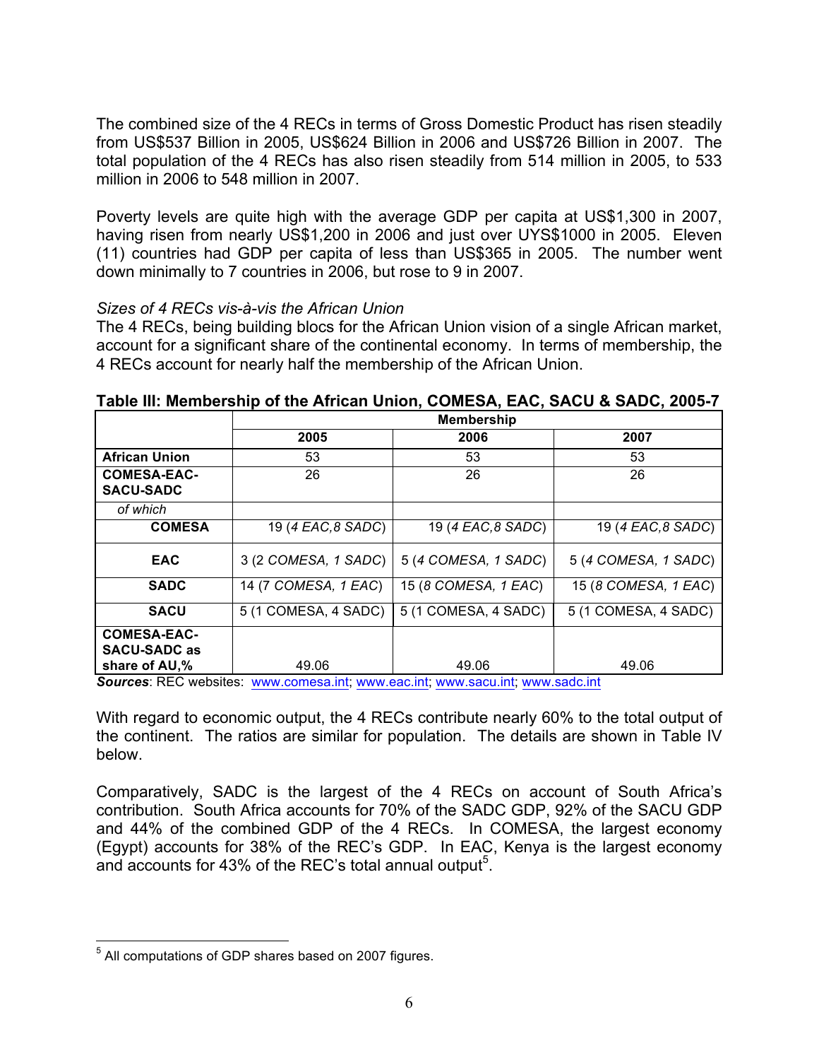The combined size of the 4 RECs in terms of Gross Domestic Product has risen steadily from US$537 Billion in 2005, US$624 Billion in 2006 and US$726 Billion in 2007. The total population of the 4 RECs has also risen steadily from 514 million in 2005, to 533 million in 2006 to 548 million in 2007.

Poverty levels are quite high with the average GDP per capita at US$1,300 in 2007, having risen from nearly US$1,200 in 2006 and just over UYS$1000 in 2005. Eleven (11) countries had GDP per capita of less than US$365 in 2005. The number went down minimally to 7 countries in 2006, but rose to 9 in 2007.

*Sizes of 4 RECs vis-à-vis the African Union*

The 4 RECs, being building blocs for the African Union vision of a single African market, account for a significant share of the continental economy. In terms of membership, the 4 RECs account for nearly half the membership of the African Union.

**Table III: Membership of the African Union, COMESA, EAC, SACU & SADC, 2005-7**

| | Membership | | |
|---|---|---|---|
| | **2005** | **2006** | **2007** |
| **African Union** | 53 | 53 | 53 |
| **COMESA-EAC-SACU-SADC** | 26 | 26 | 26 |
| *of which* | | | |
| **COMESA** | 19 (*4 EAC,8 SADC*) | 19 (*4 EAC,8 SADC*) | 19 (*4 EAC,8 SADC*) |
| **EAC** | 3 (2 *COMESA, 1 SADC*) | 5 (*4 COMESA, 1 SADC*) | 5 (*4 COMESA, 1 SADC*) |
| **SADC** | 14 (7 *COMESA, 1 EAC*) | 15 (*8 COMESA, 1 EAC*) | 15 (*8 COMESA, 1 EAC*) |
| **SACU** | 5 (1 COMESA, 4 SADC) | 5 (1 COMESA, 4 SADC) | 5 (1 COMESA, 4 SADC) |
| **COMESA-EAC-SACU-SADC as share of AU,%** | 49.06 | 49.06 | 49.06 |

***Sources***: REC websites: www.comesa.int; www.eac.int; www.sacu.int; www.sadc.int

With regard to economic output, the 4 RECs contribute nearly 60% to the total output of the continent. The ratios are similar for population. The details are shown in Table IV below.

Comparatively, SADC is the largest of the 4 RECs on account of South Africa's contribution. South Africa accounts for 70% of the SADC GDP, 92% of the SACU GDP and 44% of the combined GDP of the 4 RECs. In COMESA, the largest economy (Egypt) accounts for 38% of the REC's GDP. In EAC, Kenya is the largest economy and accounts for 43% of the REC's total annual output[5].

[5] All computations of GDP shares based on 2007 figures.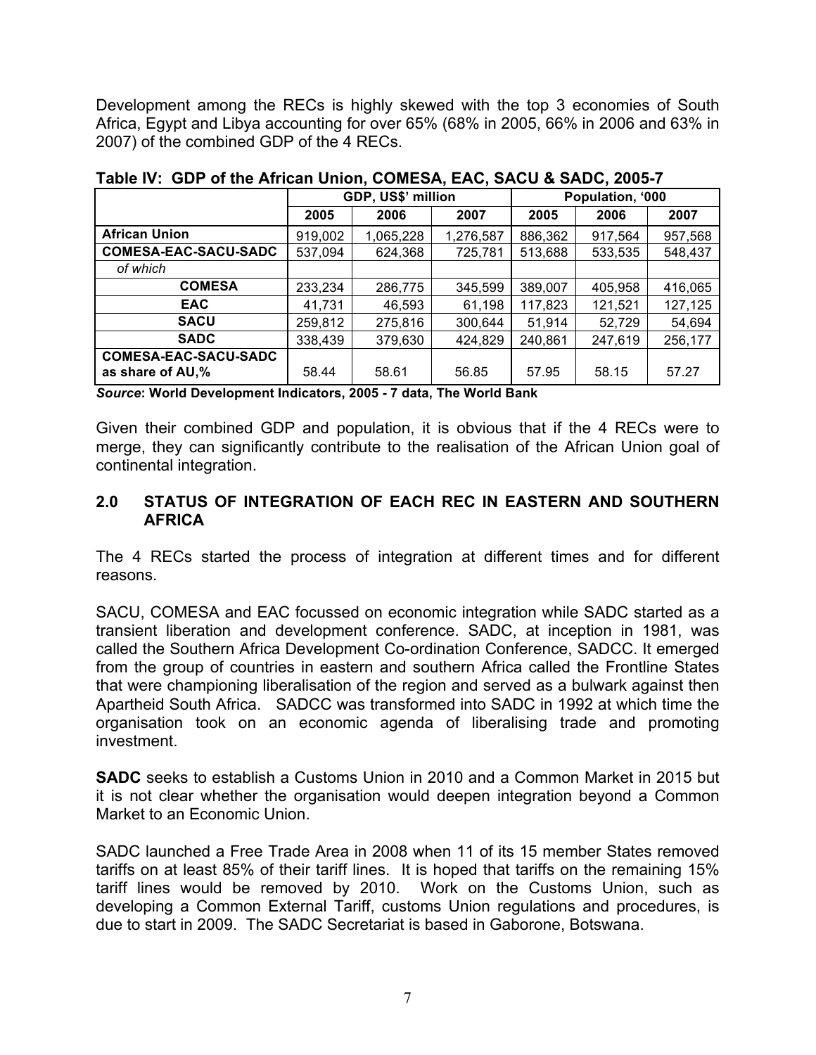Development among the RECs is highly skewed with the top 3 economies of South Africa, Egypt and Libya accounting for over 65% (68% in 2005, 66% in 2006 and 63% in 2007) of the combined GDP of the 4 RECs.

**Table IV: GDP of the African Union, COMESA, EAC, SACU & SADC, 2005-7**

| | GDP, US$' million | | | Population, '000 | | |
|---|---|---|---|---|---|---|
| | **2005** | **2006** | **2007** | **2005** | **2006** | **2007** |
| **African Union** | 919,002 | 1,065,228 | 1,276,587 | 886,362 | 917,564 | 957,568 |
| **COMESA-EAC-SACU-SADC** | 537,094 | 624,368 | 725,781 | 513,688 | 533,535 | 548,437 |
| *of which* | | | | | | |
| **COMESA** | 233,234 | 286,775 | 345,599 | 389,007 | 405,958 | 416,065 |
| **EAC** | 41,731 | 46,593 | 61,198 | 117,823 | 121,521 | 127,125 |
| **SACU** | 259,812 | 275,816 | 300,644 | 51,914 | 52,729 | 54,694 |
| **SADC** | 338,439 | 379,630 | 424,829 | 240,861 | 247,619 | 256,177 |
| **COMESA-EAC-SACU-SADC as share of AU,%** | 58.44 | 58.61 | 56.85 | 57.95 | 58.15 | 57.27 |

***Source*: World Development Indicators, 2005 - 7 data, The World Bank**

Given their combined GDP and population, it is obvious that if the 4 RECs were to merge, they can significantly contribute to the realisation of the African Union goal of continental integration.

## 2.0 STATUS OF INTEGRATION OF EACH REC IN EASTERN AND SOUTHERN AFRICA

The 4 RECs started the process of integration at different times and for different reasons.

SACU, COMESA and EAC focussed on economic integration while SADC started as a transient liberation and development conference. SADC, at inception in 1981, was called the Southern Africa Development Co-ordination Conference, SADCC. It emerged from the group of countries in eastern and southern Africa called the Frontline States that were championing liberalisation of the region and served as a bulwark against then Apartheid South Africa. SADCC was transformed into SADC in 1992 at which time the organisation took on an economic agenda of liberalising trade and promoting investment.

**SADC** seeks to establish a Customs Union in 2010 and a Common Market in 2015 but it is not clear whether the organisation would deepen integration beyond a Common Market to an Economic Union.

SADC launched a Free Trade Area in 2008 when 11 of its 15 member States removed tariffs on at least 85% of their tariff lines. It is hoped that tariffs on the remaining 15% tariff lines would be removed by 2010. Work on the Customs Union, such as developing a Common External Tariff, customs Union regulations and procedures, is due to start in 2009. The SADC Secretariat is based in Gaborone, Botswana.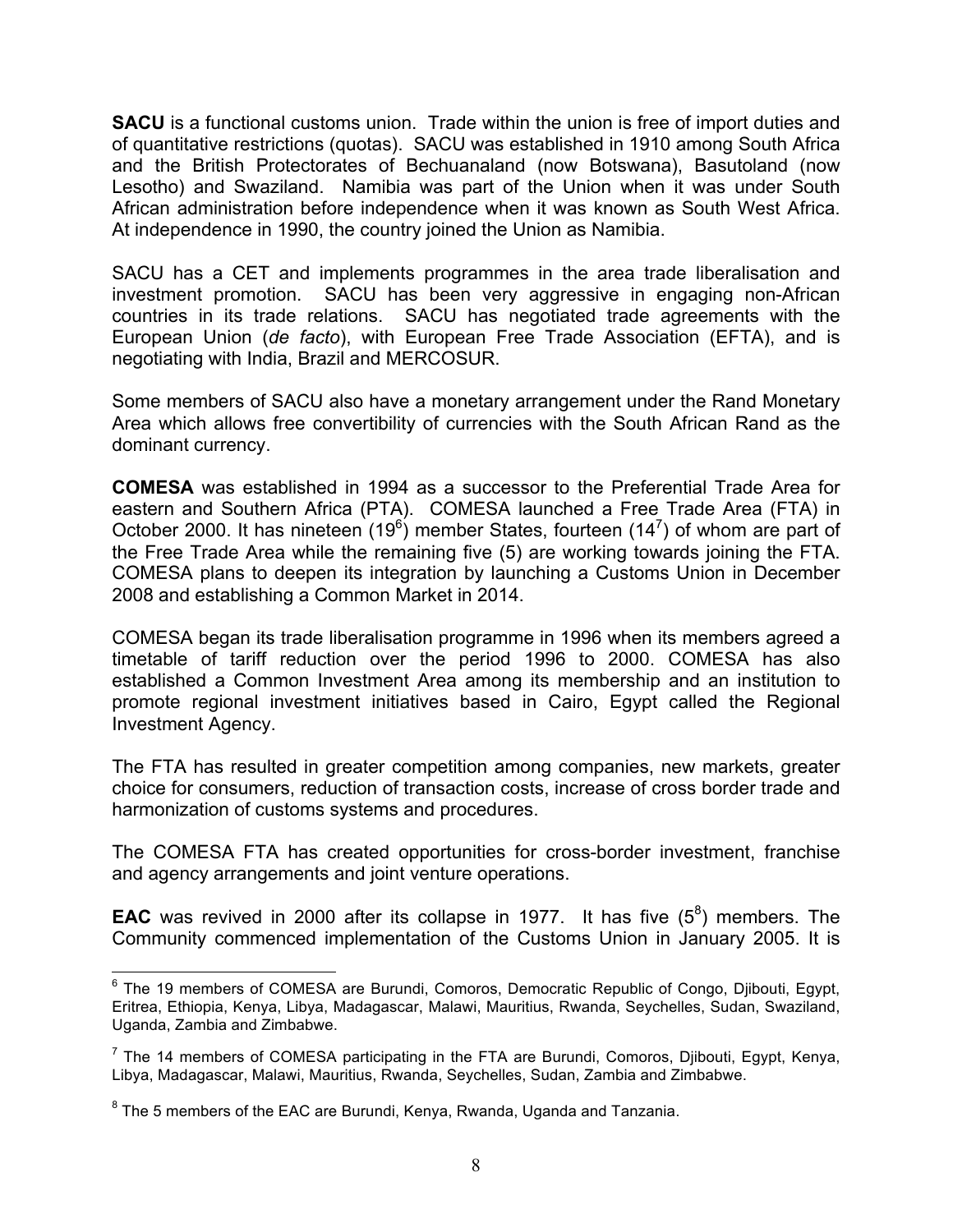**SACU** is a functional customs union. Trade within the union is free of import duties and of quantitative restrictions (quotas). SACU was established in 1910 among South Africa and the British Protectorates of Bechuanaland (now Botswana), Basutoland (now Lesotho) and Swaziland. Namibia was part of the Union when it was under South African administration before independence when it was known as South West Africa. At independence in 1990, the country joined the Union as Namibia.

SACU has a CET and implements programmes in the area trade liberalisation and investment promotion. SACU has been very aggressive in engaging non-African countries in its trade relations. SACU has negotiated trade agreements with the European Union (*de facto*), with European Free Trade Association (EFTA), and is negotiating with India, Brazil and MERCOSUR.

Some members of SACU also have a monetary arrangement under the Rand Monetary Area which allows free convertibility of currencies with the South African Rand as the dominant currency.

**COMESA** was established in 1994 as a successor to the Preferential Trade Area for eastern and Southern Africa (PTA). COMESA launched a Free Trade Area (FTA) in October 2000. It has nineteen (19[6]) member States, fourteen (14[7]) of whom are part of the Free Trade Area while the remaining five (5) are working towards joining the FTA. COMESA plans to deepen its integration by launching a Customs Union in December 2008 and establishing a Common Market in 2014.

COMESA began its trade liberalisation programme in 1996 when its members agreed a timetable of tariff reduction over the period 1996 to 2000. COMESA has also established a Common Investment Area among its membership and an institution to promote regional investment initiatives based in Cairo, Egypt called the Regional Investment Agency.

The FTA has resulted in greater competition among companies, new markets, greater choice for consumers, reduction of transaction costs, increase of cross border trade and harmonization of customs systems and procedures.

The COMESA FTA has created opportunities for cross-border investment, franchise and agency arrangements and joint venture operations.

**EAC** was revived in 2000 after its collapse in 1977. It has five (5[8]) members. The Community commenced implementation of the Customs Union in January 2005. It is

---

[6] The 19 members of COMESA are Burundi, Comoros, Democratic Republic of Congo, Djibouti, Egypt, Eritrea, Ethiopia, Kenya, Libya, Madagascar, Malawi, Mauritius, Rwanda, Seychelles, Sudan, Swaziland, Uganda, Zambia and Zimbabwe.

[7] The 14 members of COMESA participating in the FTA are Burundi, Comoros, Djibouti, Egypt, Kenya, Libya, Madagascar, Malawi, Mauritius, Rwanda, Seychelles, Sudan, Zambia and Zimbabwe.

[8] The 5 members of the EAC are Burundi, Kenya, Rwanda, Uganda and Tanzania.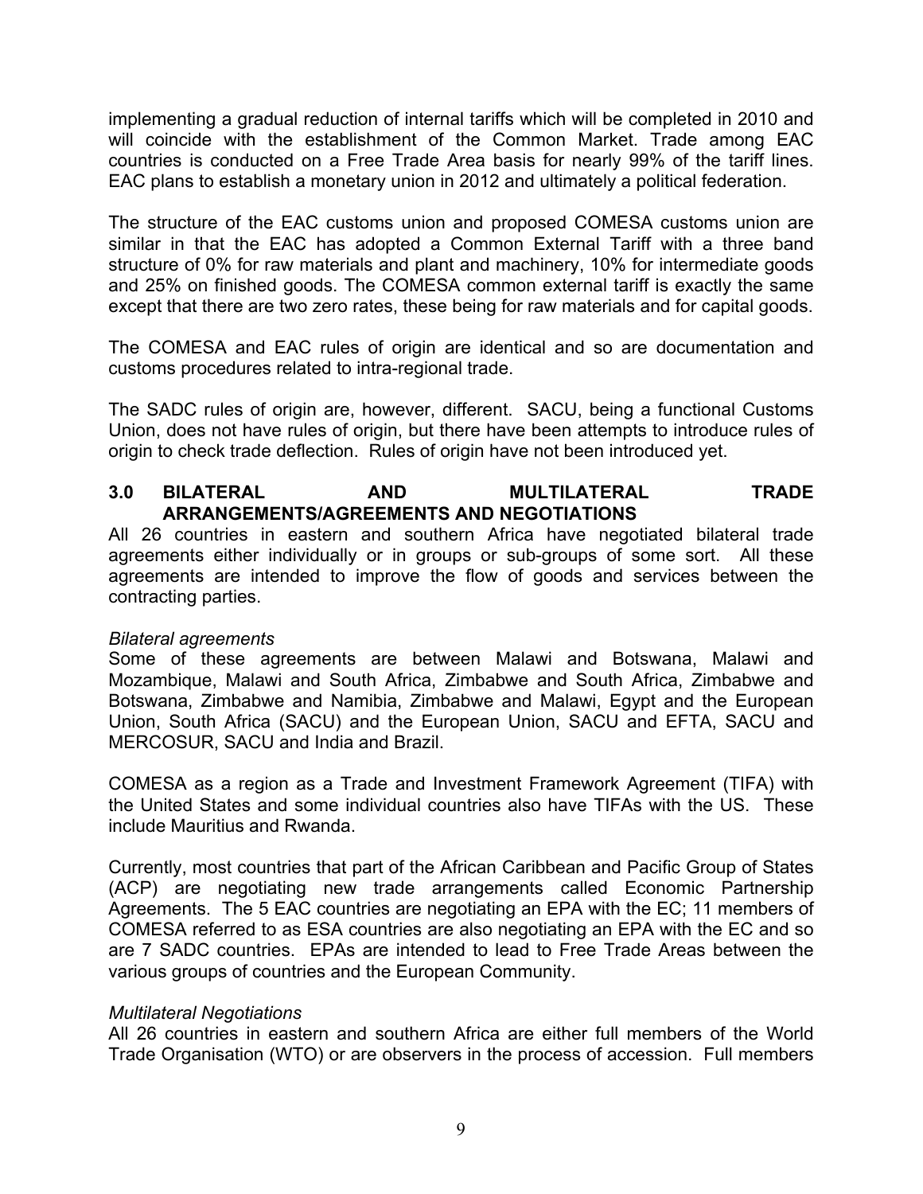implementing a gradual reduction of internal tariffs which will be completed in 2010 and will coincide with the establishment of the Common Market. Trade among EAC countries is conducted on a Free Trade Area basis for nearly 99% of the tariff lines. EAC plans to establish a monetary union in 2012 and ultimately a political federation.

The structure of the EAC customs union and proposed COMESA customs union are similar in that the EAC has adopted a Common External Tariff with a three band structure of 0% for raw materials and plant and machinery, 10% for intermediate goods and 25% on finished goods. The COMESA common external tariff is exactly the same except that there are two zero rates, these being for raw materials and for capital goods.

The COMESA and EAC rules of origin are identical and so are documentation and customs procedures related to intra-regional trade.

The SADC rules of origin are, however, different. SACU, being a functional Customs Union, does not have rules of origin, but there have been attempts to introduce rules of origin to check trade deflection. Rules of origin have not been introduced yet.

## 3.0 BILATERAL AND MULTILATERAL TRADE ARRANGEMENTS/AGREEMENTS AND NEGOTIATIONS

All 26 countries in eastern and southern Africa have negotiated bilateral trade agreements either individually or in groups or sub-groups of some sort. All these agreements are intended to improve the flow of goods and services between the contracting parties.

*Bilateral agreements*

Some of these agreements are between Malawi and Botswana, Malawi and Mozambique, Malawi and South Africa, Zimbabwe and South Africa, Zimbabwe and Botswana, Zimbabwe and Namibia, Zimbabwe and Malawi, Egypt and the European Union, South Africa (SACU) and the European Union, SACU and EFTA, SACU and MERCOSUR, SACU and India and Brazil.

COMESA as a region as a Trade and Investment Framework Agreement (TIFA) with the United States and some individual countries also have TIFAs with the US. These include Mauritius and Rwanda.

Currently, most countries that part of the African Caribbean and Pacific Group of States (ACP) are negotiating new trade arrangements called Economic Partnership Agreements. The 5 EAC countries are negotiating an EPA with the EC; 11 members of COMESA referred to as ESA countries are also negotiating an EPA with the EC and so are 7 SADC countries. EPAs are intended to lead to Free Trade Areas between the various groups of countries and the European Community.

*Multilateral Negotiations*

All 26 countries in eastern and southern Africa are either full members of the World Trade Organisation (WTO) or are observers in the process of accession. Full members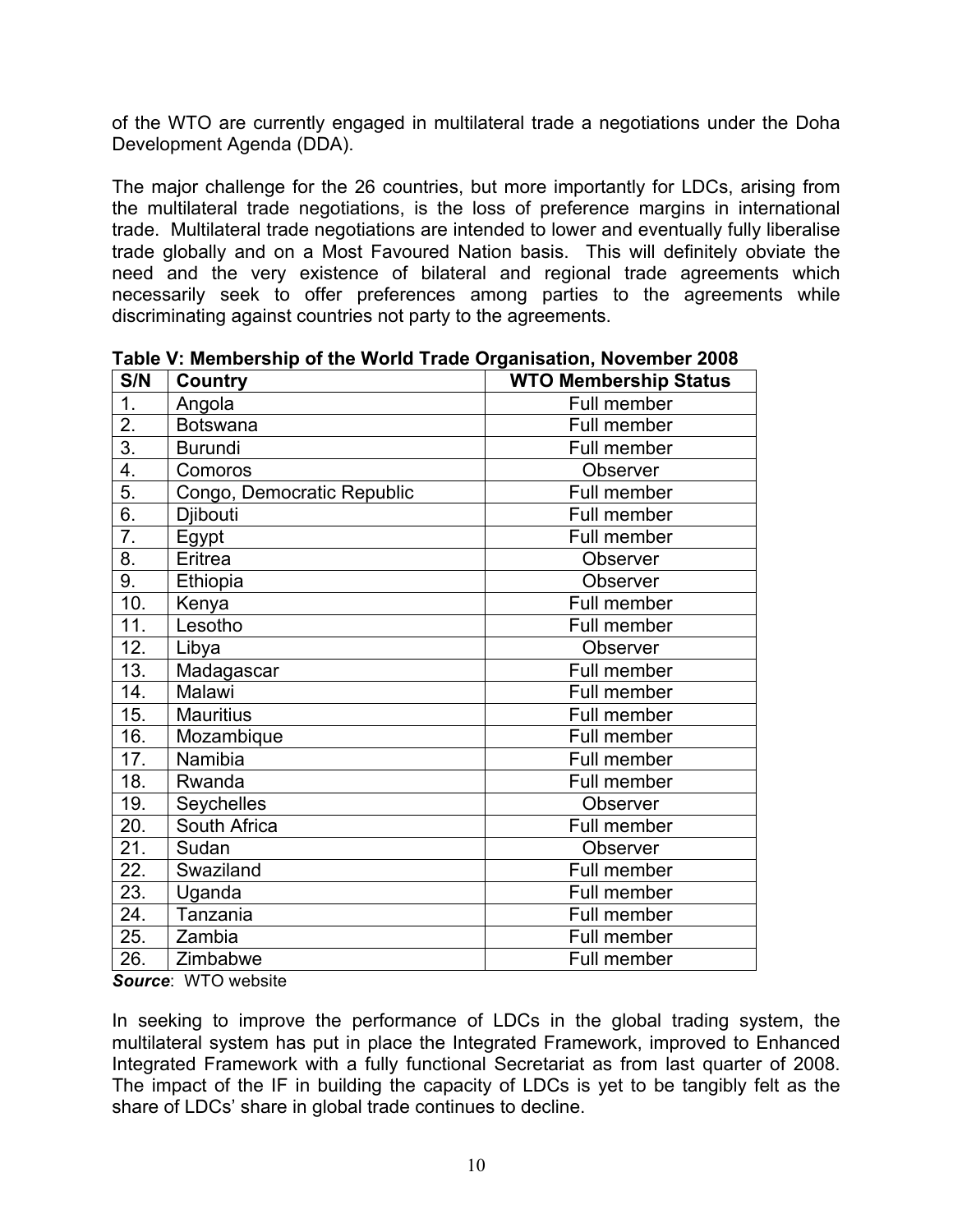of the WTO are currently engaged in multilateral trade a negotiations under the Doha Development Agenda (DDA).

The major challenge for the 26 countries, but more importantly for LDCs, arising from the multilateral trade negotiations, is the loss of preference margins in international trade. Multilateral trade negotiations are intended to lower and eventually fully liberalise trade globally and on a Most Favoured Nation basis. This will definitely obviate the need and the very existence of bilateral and regional trade agreements which necessarily seek to offer preferences among parties to the agreements while discriminating against countries not party to the agreements.

**Table V: Membership of the World Trade Organisation, November 2008**

| S/N | Country | WTO Membership Status |
|---|---|---|
| 1. | Angola | Full member |
| 2. | Botswana | Full member |
| 3. | Burundi | Full member |
| 4. | Comoros | Observer |
| 5. | Congo, Democratic Republic | Full member |
| 6. | Djibouti | Full member |
| 7. | Egypt | Full member |
| 8. | Eritrea | Observer |
| 9. | Ethiopia | Observer |
| 10. | Kenya | Full member |
| 11. | Lesotho | Full member |
| 12. | Libya | Observer |
| 13. | Madagascar | Full member |
| 14. | Malawi | Full member |
| 15. | Mauritius | Full member |
| 16. | Mozambique | Full member |
| 17. | Namibia | Full member |
| 18. | Rwanda | Full member |
| 19. | Seychelles | Observer |
| 20. | South Africa | Full member |
| 21. | Sudan | Observer |
| 22. | Swaziland | Full member |
| 23. | Uganda | Full member |
| 24. | Tanzania | Full member |
| 25. | Zambia | Full member |
| 26. | Zimbabwe | Full member |

***Source***: WTO website

In seeking to improve the performance of LDCs in the global trading system, the multilateral system has put in place the Integrated Framework, improved to Enhanced Integrated Framework with a fully functional Secretariat as from last quarter of 2008. The impact of the IF in building the capacity of LDCs is yet to be tangibly felt as the share of LDCs' share in global trade continues to decline.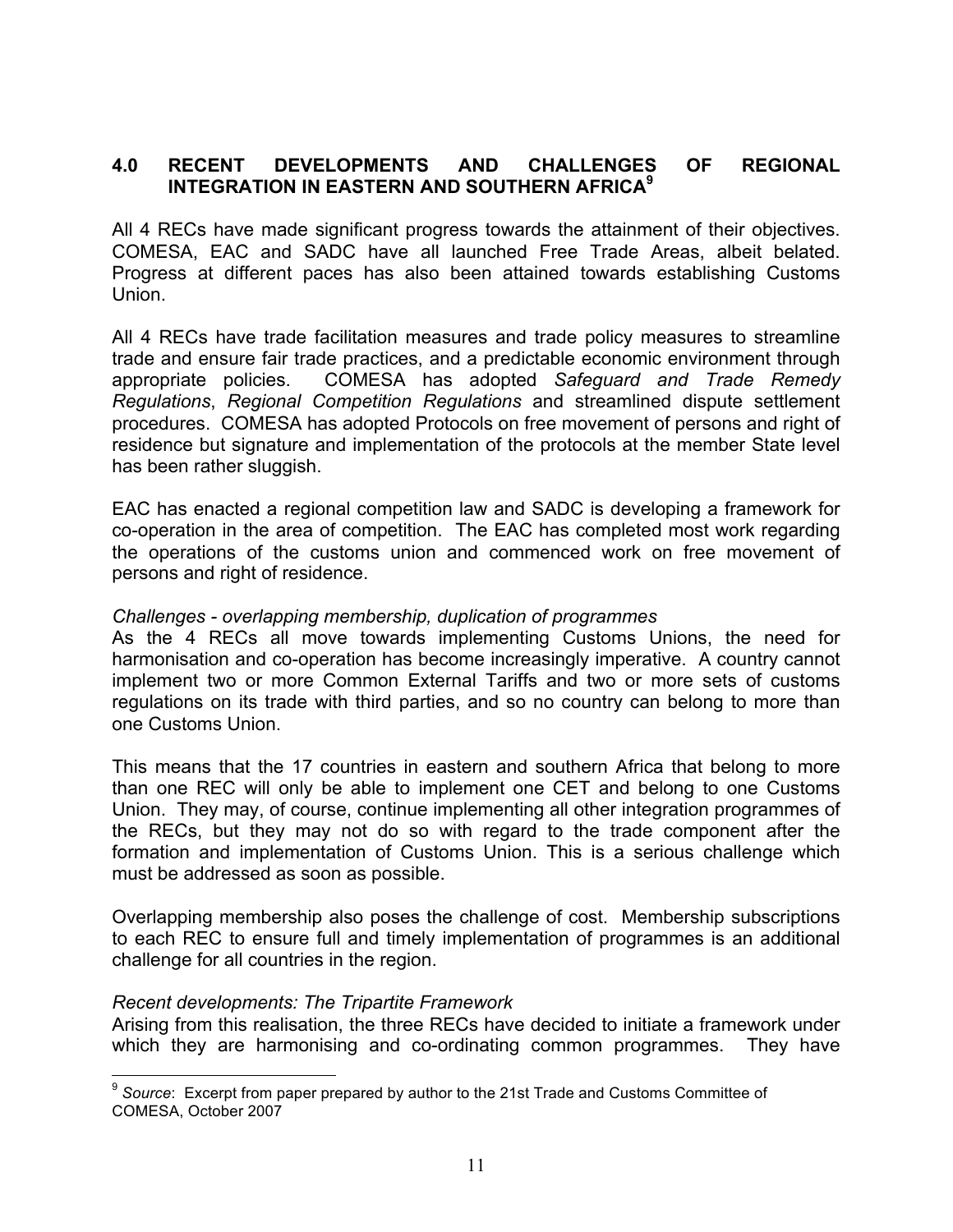## 4.0 RECENT DEVELOPMENTS AND CHALLENGES OF REGIONAL INTEGRATION IN EASTERN AND SOUTHERN AFRICA[9]

All 4 RECs have made significant progress towards the attainment of their objectives. COMESA, EAC and SADC have all launched Free Trade Areas, albeit belated. Progress at different paces has also been attained towards establishing Customs Union.

All 4 RECs have trade facilitation measures and trade policy measures to streamline trade and ensure fair trade practices, and a predictable economic environment through appropriate policies. COMESA has adopted *Safeguard and Trade Remedy Regulations*, *Regional Competition Regulations* and streamlined dispute settlement procedures. COMESA has adopted Protocols on free movement of persons and right of residence but signature and implementation of the protocols at the member State level has been rather sluggish.

EAC has enacted a regional competition law and SADC is developing a framework for co-operation in the area of competition. The EAC has completed most work regarding the operations of the customs union and commenced work on free movement of persons and right of residence.

*Challenges - overlapping membership, duplication of programmes*

As the 4 RECs all move towards implementing Customs Unions, the need for harmonisation and co-operation has become increasingly imperative. A country cannot implement two or more Common External Tariffs and two or more sets of customs regulations on its trade with third parties, and so no country can belong to more than one Customs Union.

This means that the 17 countries in eastern and southern Africa that belong to more than one REC will only be able to implement one CET and belong to one Customs Union. They may, of course, continue implementing all other integration programmes of the RECs, but they may not do so with regard to the trade component after the formation and implementation of Customs Union. This is a serious challenge which must be addressed as soon as possible.

Overlapping membership also poses the challenge of cost. Membership subscriptions to each REC to ensure full and timely implementation of programmes is an additional challenge for all countries in the region.

*Recent developments: The Tripartite Framework*

Arising from this realisation, the three RECs have decided to initiate a framework under which they are harmonising and co-ordinating common programmes. They have

[9] *Source*: Excerpt from paper prepared by author to the 21st Trade and Customs Committee of COMESA, October 2007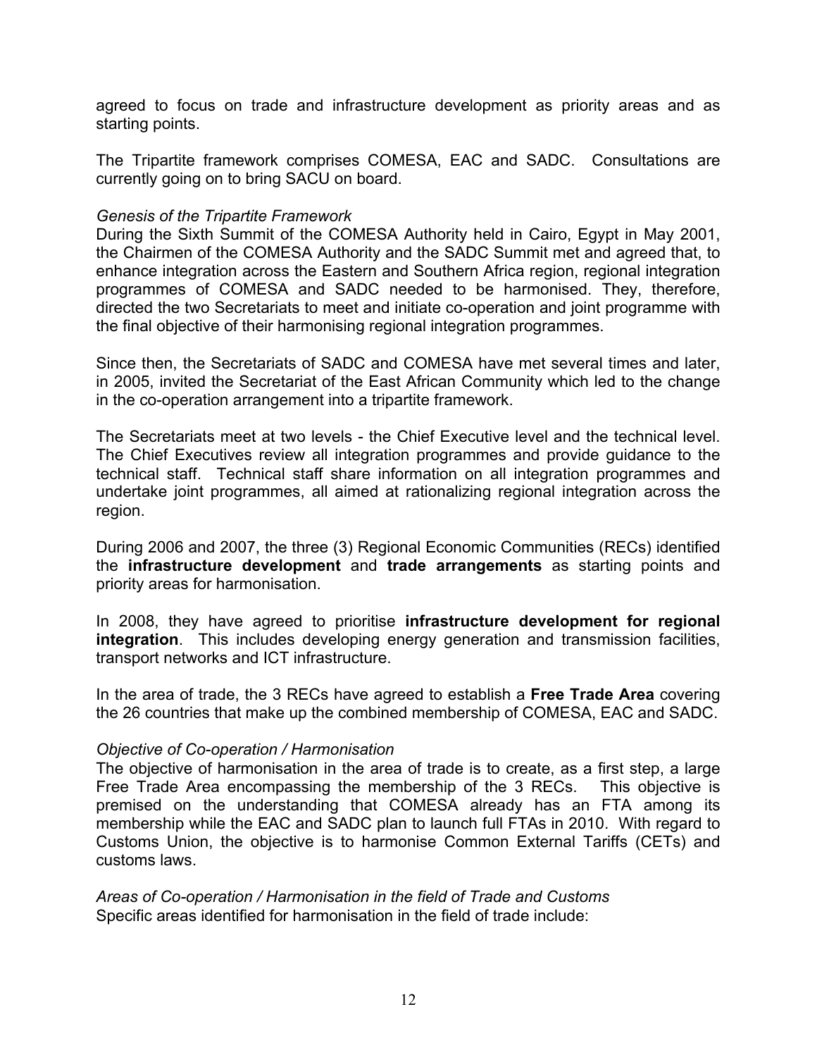agreed to focus on trade and infrastructure development as priority areas and as starting points.

The Tripartite framework comprises COMESA, EAC and SADC. Consultations are currently going on to bring SACU on board.

*Genesis of the Tripartite Framework*

During the Sixth Summit of the COMESA Authority held in Cairo, Egypt in May 2001, the Chairmen of the COMESA Authority and the SADC Summit met and agreed that, to enhance integration across the Eastern and Southern Africa region, regional integration programmes of COMESA and SADC needed to be harmonised. They, therefore, directed the two Secretariats to meet and initiate co-operation and joint programme with the final objective of their harmonising regional integration programmes.

Since then, the Secretariats of SADC and COMESA have met several times and later, in 2005, invited the Secretariat of the East African Community which led to the change in the co-operation arrangement into a tripartite framework.

The Secretariats meet at two levels - the Chief Executive level and the technical level. The Chief Executives review all integration programmes and provide guidance to the technical staff. Technical staff share information on all integration programmes and undertake joint programmes, all aimed at rationalizing regional integration across the region.

During 2006 and 2007, the three (3) Regional Economic Communities (RECs) identified the **infrastructure development** and **trade arrangements** as starting points and priority areas for harmonisation.

In 2008, they have agreed to prioritise **infrastructure development for regional integration**. This includes developing energy generation and transmission facilities, transport networks and ICT infrastructure.

In the area of trade, the 3 RECs have agreed to establish a **Free Trade Area** covering the 26 countries that make up the combined membership of COMESA, EAC and SADC.

*Objective of Co-operation / Harmonisation*

The objective of harmonisation in the area of trade is to create, as a first step, a large Free Trade Area encompassing the membership of the 3 RECs. This objective is premised on the understanding that COMESA already has an FTA among its membership while the EAC and SADC plan to launch full FTAs in 2010. With regard to Customs Union, the objective is to harmonise Common External Tariffs (CETs) and customs laws.

*Areas of Co-operation / Harmonisation in the field of Trade and Customs*

Specific areas identified for harmonisation in the field of trade include: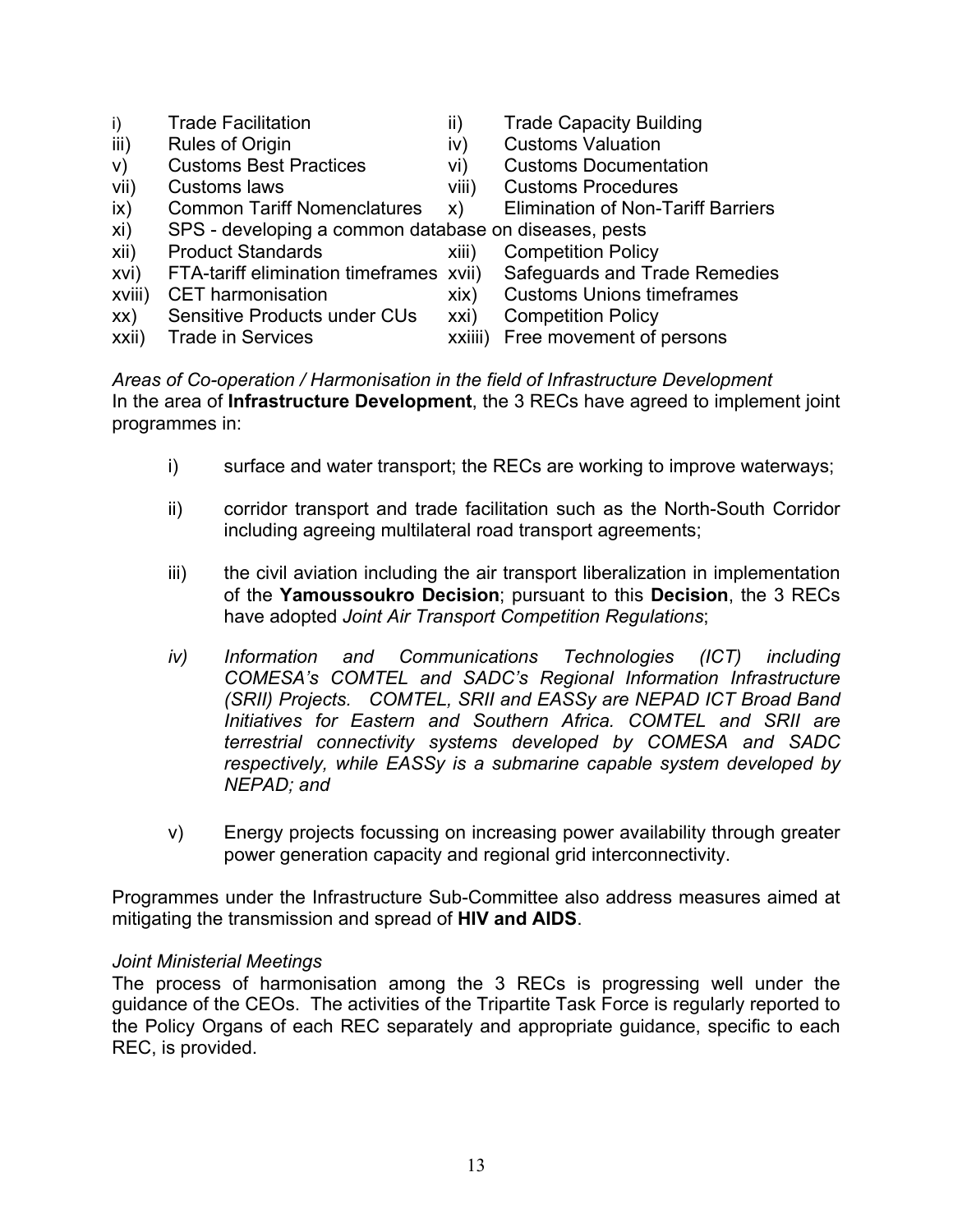i) Trade Facilitation
ii) Trade Capacity Building
iii) Rules of Origin
iv) Customs Valuation
v) Customs Best Practices
vi) Customs Documentation
vii) Customs laws
viii) Customs Procedures
ix) Common Tariff Nomenclatures
x) Elimination of Non-Tariff Barriers
xi) SPS - developing a common database on diseases, pests
xii) Product Standards
xiii) Competition Policy
xvi) FTA-tariff elimination timeframes
xvii) Safeguards and Trade Remedies
xviii) CET harmonisation
xix) Customs Unions timeframes
xx) Sensitive Products under CUs
xxi) Competition Policy
xxii) Trade in Services
xxiiii) Free movement of persons

*Areas of Co-operation / Harmonisation in the field of Infrastructure Development*

In the area of **Infrastructure Development**, the 3 RECs have agreed to implement joint programmes in:

i) surface and water transport; the RECs are working to improve waterways;

ii) corridor transport and trade facilitation such as the North-South Corridor including agreeing multilateral road transport agreements;

iii) the civil aviation including the air transport liberalization in implementation of the **Yamoussoukro Decision**; pursuant to this **Decision**, the 3 RECs have adopted *Joint Air Transport Competition Regulations*;

*iv) Information and Communications Technologies (ICT) including COMESA's COMTEL and SADC's Regional Information Infrastructure (SRII) Projects. COMTEL, SRII and EASSy are NEPAD ICT Broad Band Initiatives for Eastern and Southern Africa. COMTEL and SRII are terrestrial connectivity systems developed by COMESA and SADC respectively, while EASSy is a submarine capable system developed by NEPAD; and*

v) Energy projects focussing on increasing power availability through greater power generation capacity and regional grid interconnectivity.

Programmes under the Infrastructure Sub-Committee also address measures aimed at mitigating the transmission and spread of **HIV and AIDS**.

*Joint Ministerial Meetings*

The process of harmonisation among the 3 RECs is progressing well under the guidance of the CEOs. The activities of the Tripartite Task Force is regularly reported to the Policy Organs of each REC separately and appropriate guidance, specific to each REC, is provided.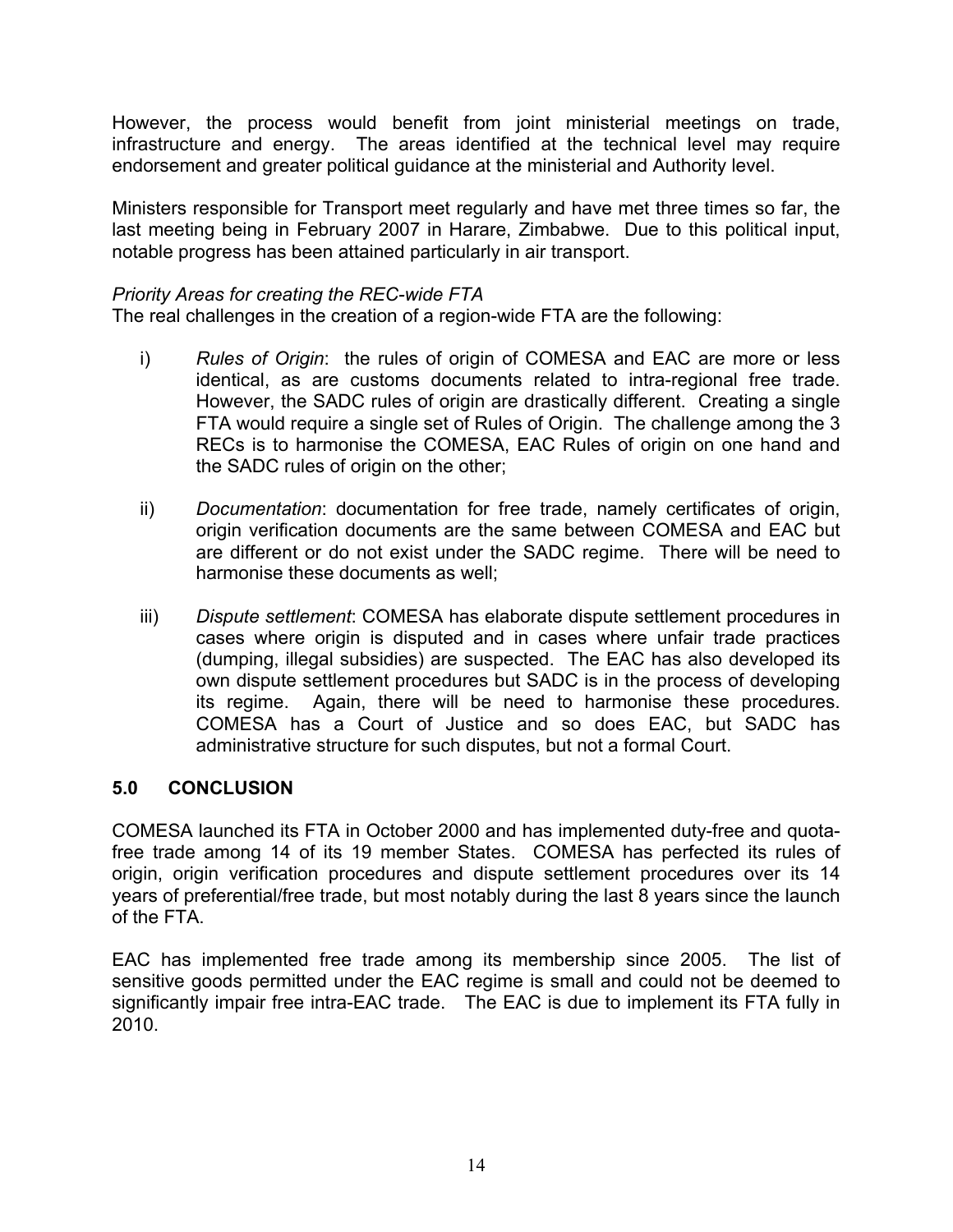However, the process would benefit from joint ministerial meetings on trade, infrastructure and energy. The areas identified at the technical level may require endorsement and greater political guidance at the ministerial and Authority level.

Ministers responsible for Transport meet regularly and have met three times so far, the last meeting being in February 2007 in Harare, Zimbabwe. Due to this political input, notable progress has been attained particularly in air transport.

*Priority Areas for creating the REC-wide FTA*

The real challenges in the creation of a region-wide FTA are the following:

i) *Rules of Origin*: the rules of origin of COMESA and EAC are more or less identical, as are customs documents related to intra-regional free trade. However, the SADC rules of origin are drastically different. Creating a single FTA would require a single set of Rules of Origin. The challenge among the 3 RECs is to harmonise the COMESA, EAC Rules of origin on one hand and the SADC rules of origin on the other;

ii) *Documentation*: documentation for free trade, namely certificates of origin, origin verification documents are the same between COMESA and EAC but are different or do not exist under the SADC regime. There will be need to harmonise these documents as well;

iii) *Dispute settlement*: COMESA has elaborate dispute settlement procedures in cases where origin is disputed and in cases where unfair trade practices (dumping, illegal subsidies) are suspected. The EAC has also developed its own dispute settlement procedures but SADC is in the process of developing its regime. Again, there will be need to harmonise these procedures. COMESA has a Court of Justice and so does EAC, but SADC has administrative structure for such disputes, but not a formal Court.

## 5.0 CONCLUSION

COMESA launched its FTA in October 2000 and has implemented duty-free and quota-free trade among 14 of its 19 member States. COMESA has perfected its rules of origin, origin verification procedures and dispute settlement procedures over its 14 years of preferential/free trade, but most notably during the last 8 years since the launch of the FTA.

EAC has implemented free trade among its membership since 2005. The list of sensitive goods permitted under the EAC regime is small and could not be deemed to significantly impair free intra-EAC trade. The EAC is due to implement its FTA fully in 2010.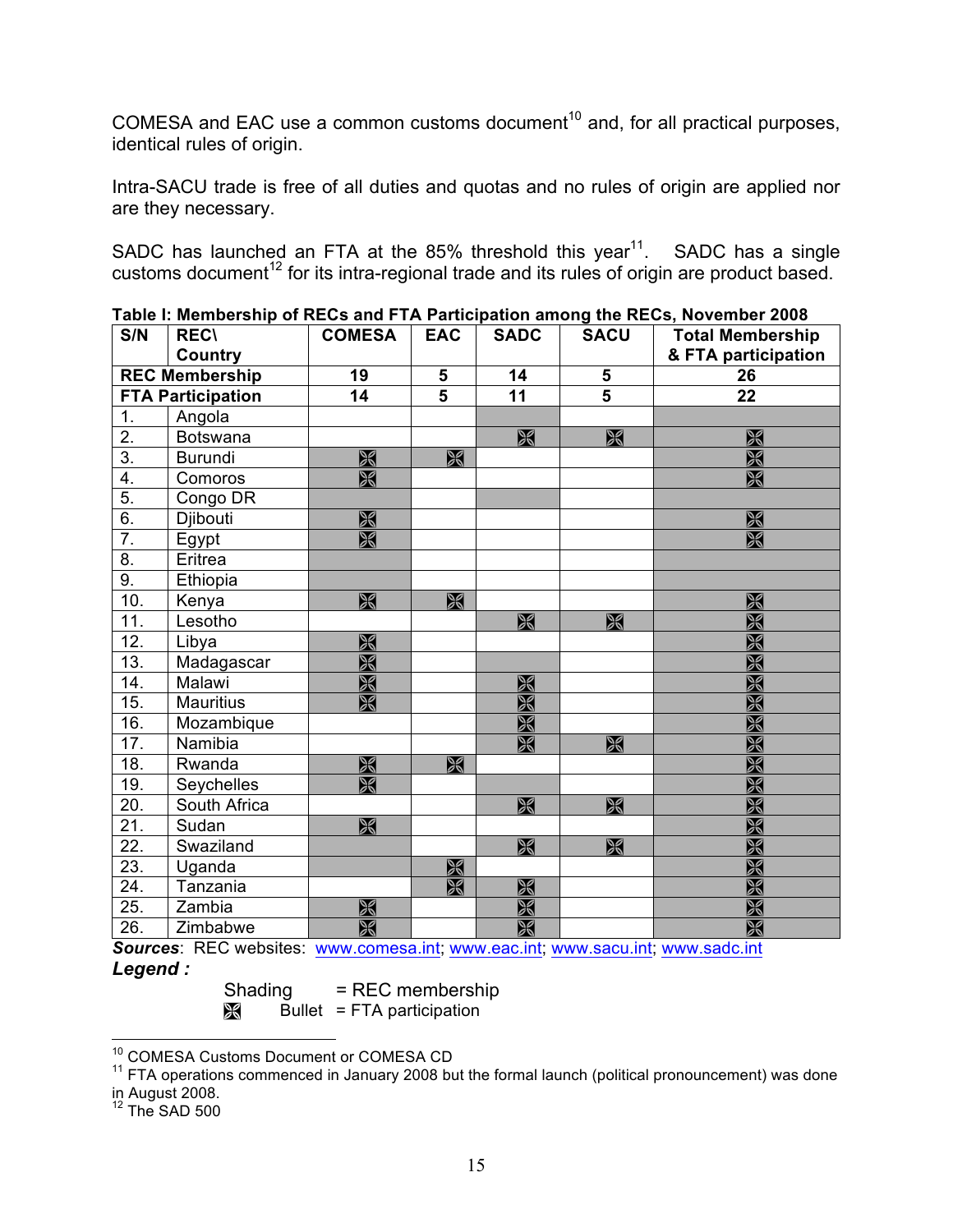COMESA and EAC use a common customs document[10] and, for all practical purposes, identical rules of origin.

Intra-SACU trade is free of all duties and quotas and no rules of origin are applied nor are they necessary.

SADC has launched an FTA at the 85% threshold this year[11]. SADC has a single customs document[12] for its intra-regional trade and its rules of origin are product based.

**Table I: Membership of RECs and FTA Participation among the RECs, November 2008**

| S/N | REC\ Country | COMESA | EAC | SADC | SACU | Total Membership & FTA participation |
|---|---|---|---|---|---|---|
| **REC Membership** | | **19** | **5** | **14** | **5** | **26** |
| **FTA Participation** | | **14** | **5** | **11** | **5** | **22** |
| 1. | Angola | | | (shaded) | | (shaded) |
| 2. | Botswana | | | ⌧ | ⌧ | ⌧ |
| 3. | Burundi | ⌧ | ⌧ | | | ⌧ |
| 4. | Comoros | ⌧ | | | | ⌧ |
| 5. | Congo DR | (shaded) | | (shaded) | | (shaded) |
| 6. | Djibouti | ⌧ | | | | ⌧ |
| 7. | Egypt | ⌧ | | | | ⌧ |
| 8. | Eritrea | (shaded) | | | | (shaded) |
| 9. | Ethiopia | (shaded) | | | | (shaded) |
| 10. | Kenya | ⌧ | ⌧ | | | ⌧ |
| 11. | Lesotho | | | ⌧ | ⌧ | ⌧ |
| 12. | Libya | ⌧ | | | | ⌧ |
| 13. | Madagascar | ⌧ | | (shaded) | | ⌧ |
| 14. | Malawi | ⌧ | | ⌧ | | ⌧ |
| 15. | Mauritius | ⌧ | | ⌧ | | ⌧ |
| 16. | Mozambique | | | ⌧ | | ⌧ |
| 17. | Namibia | | | ⌧ | ⌧ | ⌧ |
| 18. | Rwanda | ⌧ | ⌧ | | | ⌧ |
| 19. | Seychelles | ⌧ | | (shaded) | | ⌧ |
| 20. | South Africa | | | ⌧ | ⌧ | ⌧ |
| 21. | Sudan | ⌧ | | | | ⌧ |
| 22. | Swaziland | (shaded) | | ⌧ | ⌧ | ⌧ |
| 23. | Uganda | (shaded) | ⌧ | | | ⌧ |
| 24. | Tanzania | | ⌧ | ⌧ | | ⌧ |
| 25. | Zambia | ⌧ | | ⌧ | | ⌧ |
| 26. | Zimbabwe | ⌧ | | ⌧ | | ⌧ |

***Sources***: REC websites: www.comesa.int; www.eac.int; www.sacu.int; www.sadc.int

***Legend :***

Shading = REC membership

⌧ Bullet = FTA participation

---

[10] COMESA Customs Document or COMESA CD

[11] FTA operations commenced in January 2008 but the formal launch (political pronouncement) was done in August 2008.

[12] The SAD 500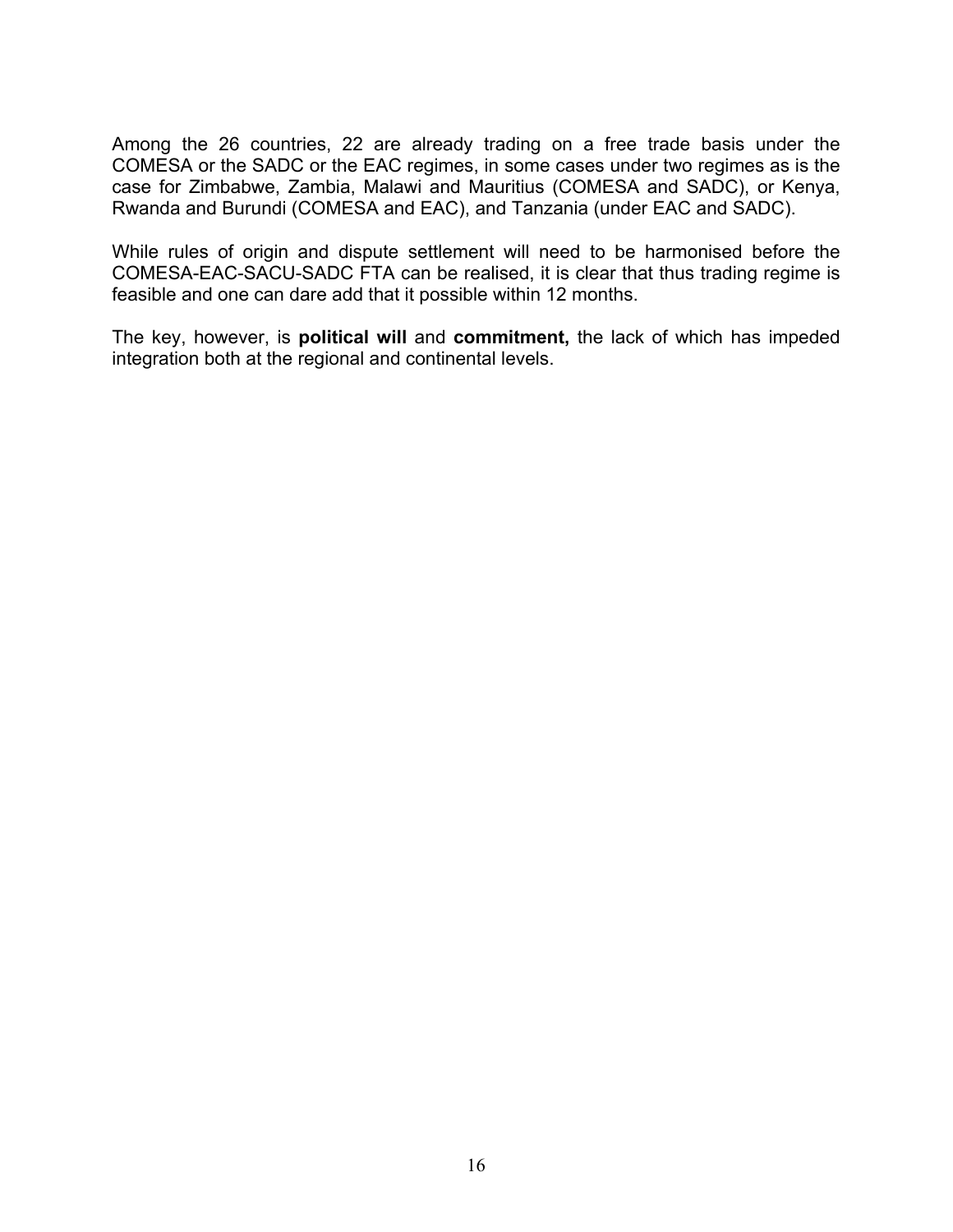Among the 26 countries, 22 are already trading on a free trade basis under the COMESA or the SADC or the EAC regimes, in some cases under two regimes as is the case for Zimbabwe, Zambia, Malawi and Mauritius (COMESA and SADC), or Kenya, Rwanda and Burundi (COMESA and EAC), and Tanzania (under EAC and SADC).

While rules of origin and dispute settlement will need to be harmonised before the COMESA-EAC-SACU-SADC FTA can be realised, it is clear that thus trading regime is feasible and one can dare add that it possible within 12 months.

The key, however, is **political will** and **commitment,** the lack of which has impeded integration both at the regional and continental levels.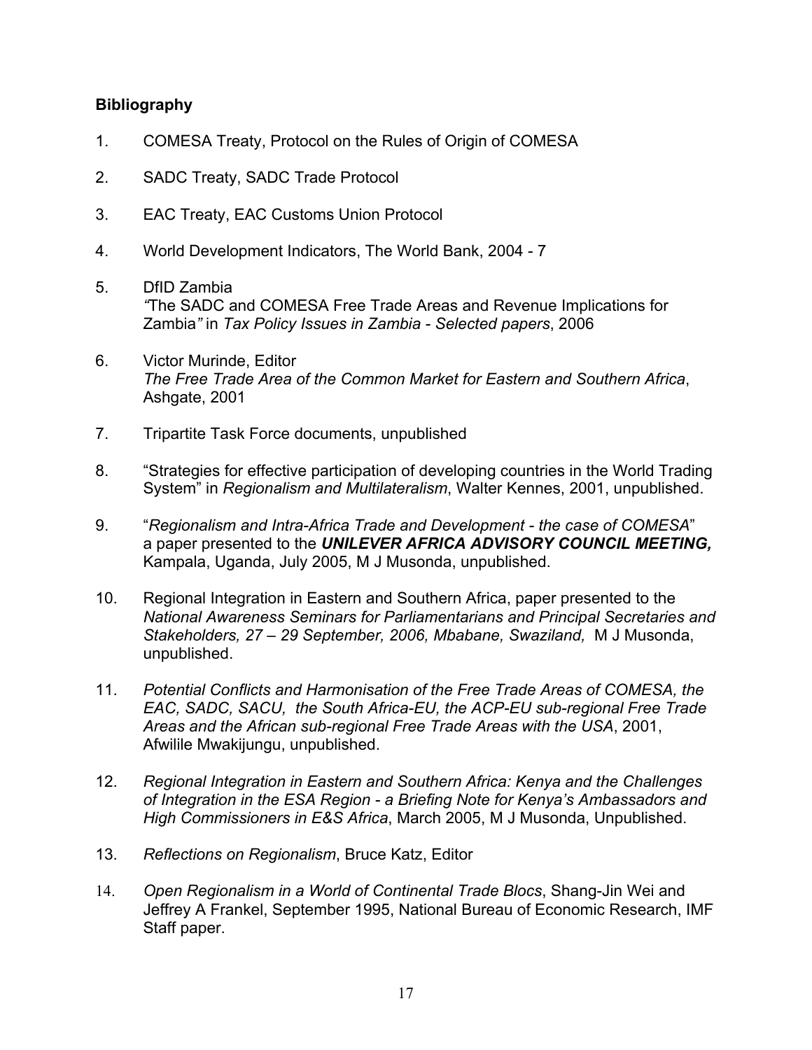**Bibliography**

1. COMESA Treaty, Protocol on the Rules of Origin of COMESA

2. SADC Treaty, SADC Trade Protocol

3. EAC Treaty, EAC Customs Union Protocol

4. World Development Indicators, The World Bank, 2004 - 7

5. DfID Zambia
   *"*The SADC and COMESA Free Trade Areas and Revenue Implications for Zambia*"* in *Tax Policy Issues in Zambia - Selected papers*, 2006

6. Victor Murinde, Editor
   *The Free Trade Area of the Common Market for Eastern and Southern Africa*, Ashgate, 2001

7. Tripartite Task Force documents, unpublished

8. "Strategies for effective participation of developing countries in the World Trading System" in *Regionalism and Multilateralism*, Walter Kennes, 2001, unpublished.

9. "*Regionalism and Intra-Africa Trade and Development - the case of COMESA*" a paper presented to the ***UNILEVER AFRICA ADVISORY COUNCIL MEETING,*** Kampala, Uganda, July 2005, M J Musonda, unpublished.

10. Regional Integration in Eastern and Southern Africa, paper presented to the *National Awareness Seminars for Parliamentarians and Principal Secretaries and Stakeholders, 27 – 29 September, 2006, Mbabane, Swaziland,* M J Musonda, unpublished.

11. *Potential Conflicts and Harmonisation of the Free Trade Areas of COMESA, the EAC, SADC, SACU, the South Africa-EU, the ACP-EU sub-regional Free Trade Areas and the African sub-regional Free Trade Areas with the USA*, 2001, Afwilile Mwakijungu, unpublished.

12. *Regional Integration in Eastern and Southern Africa: Kenya and the Challenges of Integration in the ESA Region - a Briefing Note for Kenya's Ambassadors and High Commissioners in E&S Africa*, March 2005, M J Musonda, Unpublished.

13. *Reflections on Regionalism*, Bruce Katz, Editor

14. *Open Regionalism in a World of Continental Trade Blocs*, Shang-Jin Wei and Jeffrey A Frankel, September 1995, National Bureau of Economic Research, IMF Staff paper.